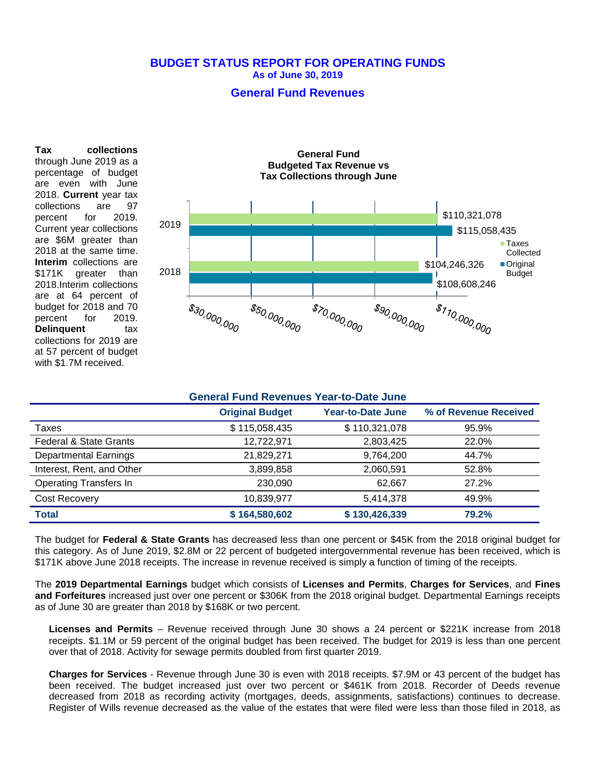# BUDGET STATUS REPORT FOR OPERATING FUNDS

**As of June 30, 2019**

## General Fund Revenues

**Tax collections** through June 2019 as a percentage of budget are even with June 2018. **Current** year tax collections are 97 percent for 2019. Current year collections are $6M greater than 2018 at the same time. **Interim** collections are $171K greater than 2018.Interim collections are at 64 percent of budget for 2018 and 70 percent for 2019. **Delinquent** tax collections for 2019 are at 57 percent of budget with $1.7M received.

**General Fund Budgeted Tax Revenue vs Tax Collections through June**

| Year | Taxes Collected | Original Budget |
|---|---|---|
| 2019 | $110,321,078 | $115,058,435 |
| 2018 | $104,246,326 | $108,608,246 |

**General Fund Revenues Year-to-Date June**

| | Original Budget | Year-to-Date June | % of Revenue Received |
|---|---|---|---|
| Taxes | $ 115,058,435 | $ 110,321,078 | 95.9% |
| Federal & State Grants | 12,722,971 | 2,803,425 | 22.0% |
| Departmental Earnings | 21,829,271 | 9,764,200 | 44.7% |
| Interest, Rent, and Other | 3,899,858 | 2,060,591 | 52.8% |
| Operating Transfers In | 230,090 | 62,667 | 27.2% |
| Cost Recovery | 10,839,977 | 5,414,378 | 49.9% |
| **Total** | **$ 164,580,602** | **$ 130,426,339** | **79.2%** |

The budget for **Federal & State Grants** has decreased less than one percent or $45K from the 2018 original budget for this category. As of June 2019, $2.8M or 22 percent of budgeted intergovernmental revenue has been received, which is $171K above June 2018 receipts. The increase in revenue received is simply a function of timing of the receipts.

The **2019 Departmental Earnings** budget which consists of **Licenses and Permits**, **Charges for Services**, and **Fines and Forfeitures** increased just over one percent or $306K from the 2018 original budget. Departmental Earnings receipts as of June 30 are greater than 2018 by $168K or two percent.

**Licenses and Permits** – Revenue received through June 30 shows a 24 percent or $221K increase from 2018 receipts. $1.1M or 59 percent of the original budget has been received. The budget for 2019 is less than one percent over that of 2018. Activity for sewage permits doubled from first quarter 2019.

**Charges for Services** - Revenue through June 30 is even with 2018 receipts. $7.9M or 43 percent of the budget has been received. The budget increased just over two percent or $461K from 2018. Recorder of Deeds revenue decreased from 2018 as recording activity (mortgages, deeds, assignments, satisfactions) continues to decrease. Register of Wills revenue decreased as the value of the estates that were filed were less than those filed in 2018, as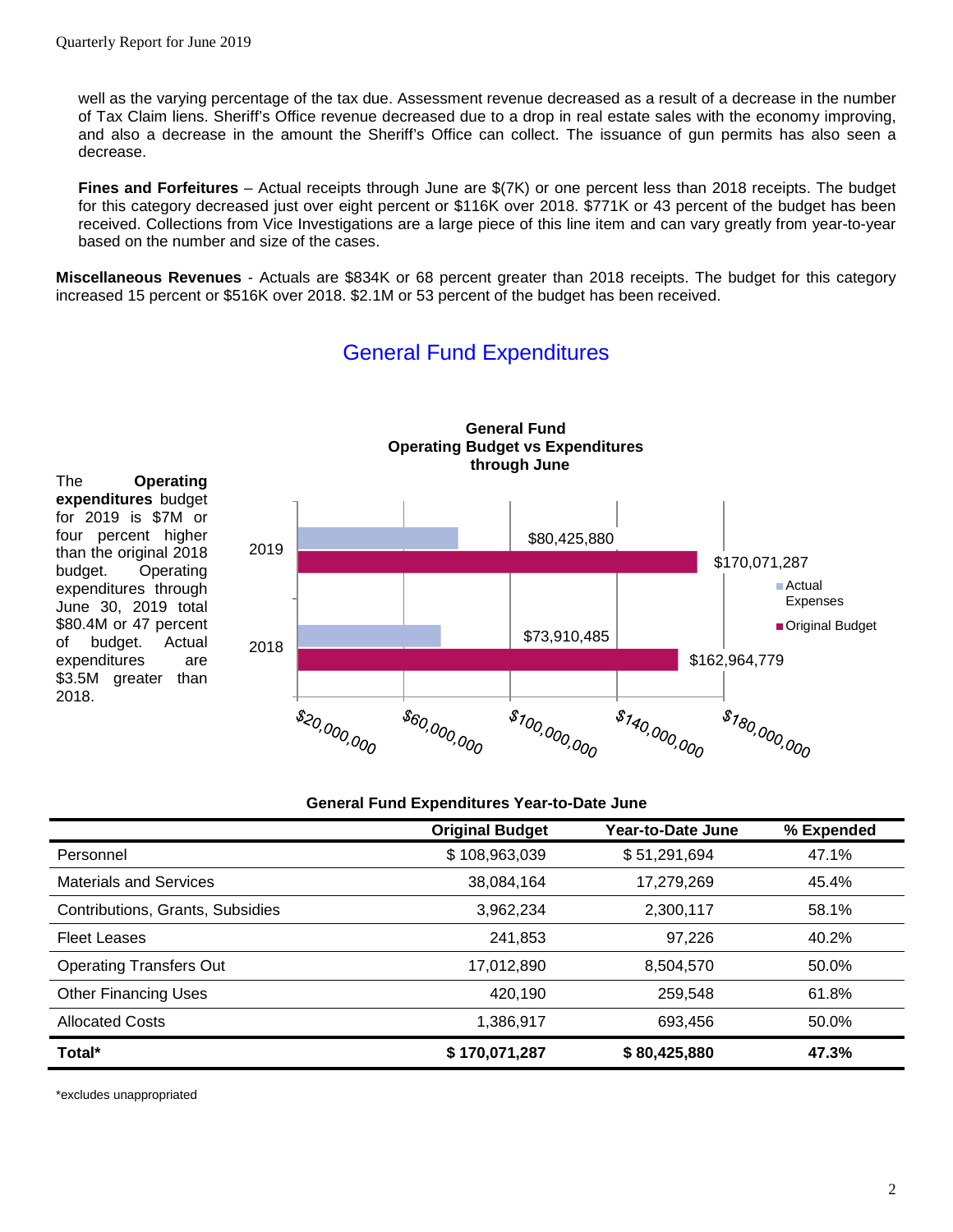well as the varying percentage of the tax due. Assessment revenue decreased as a result of a decrease in the number of Tax Claim liens. Sheriff's Office revenue decreased due to a drop in real estate sales with the economy improving, and also a decrease in the amount the Sheriff's Office can collect. The issuance of gun permits has also seen a decrease.

**Fines and Forfeitures** – Actual receipts through June are $(7K) or one percent less than 2018 receipts. The budget for this category decreased just over eight percent or $116K over 2018. $771K or 43 percent of the budget has been received. Collections from Vice Investigations are a large piece of this line item and can vary greatly from year-to-year based on the number and size of the cases.

**Miscellaneous Revenues** - Actuals are $834K or 68 percent greater than 2018 receipts. The budget for this category increased 15 percent or $516K over 2018. $2.1M or 53 percent of the budget has been received.

## General Fund Expenditures

The **Operating expenditures** budget for 2019 is $7M or four percent higher than the original 2018 budget. Operating expenditures through June 30, 2019 total $80.4M or 47 percent of budget. Actual expenditures are $3.5M greater than 2018.

**General Fund Operating Budget vs Expenditures through June**

| | Actual Expenses | Original Budget |
|---|---|---|
| 2019 | $80,425,880 | $170,071,287 |
| 2018 | $73,910,485 | $162,964,779 |

**General Fund Expenditures Year-to-Date June**

| | Original Budget | Year-to-Date June | % Expended |
|---|---|---|---|
| Personnel | $ 108,963,039 | $ 51,291,694 | 47.1% |
| Materials and Services | 38,084,164 | 17,279,269 | 45.4% |
| Contributions, Grants, Subsidies | 3,962,234 | 2,300,117 | 58.1% |
| Fleet Leases | 241,853 | 97,226 | 40.2% |
| Operating Transfers Out | 17,012,890 | 8,504,570 | 50.0% |
| Other Financing Uses | 420,190 | 259,548 | 61.8% |
| Allocated Costs | 1,386,917 | 693,456 | 50.0% |
| **Total*** | **$ 170,071,287** | **$ 80,425,880** | **47.3%** |

*excludes unappropriated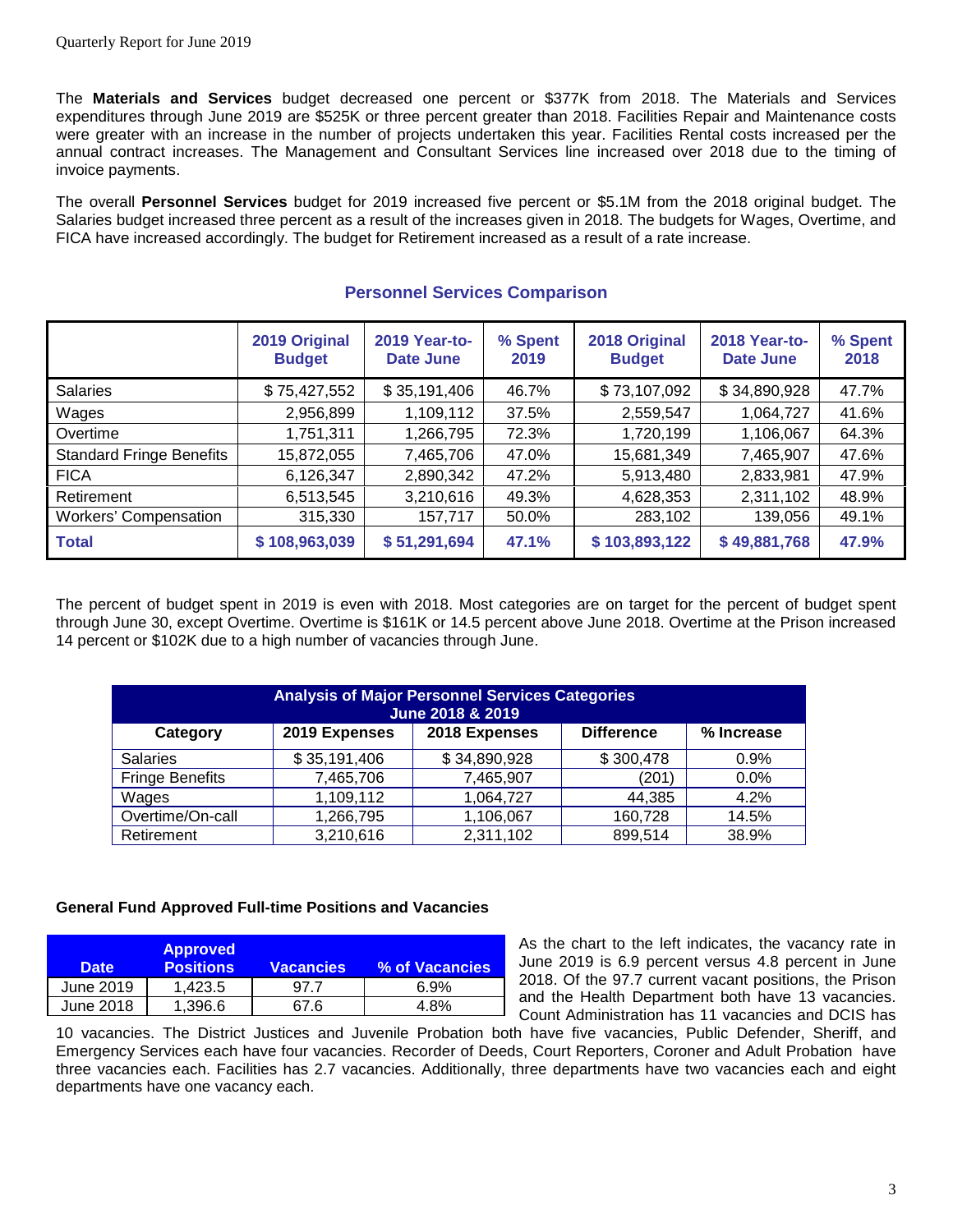The **Materials and Services** budget decreased one percent or $377K from 2018. The Materials and Services expenditures through June 2019 are $525K or three percent greater than 2018. Facilities Repair and Maintenance costs were greater with an increase in the number of projects undertaken this year. Facilities Rental costs increased per the annual contract increases. The Management and Consultant Services line increased over 2018 due to the timing of invoice payments.

The overall **Personnel Services** budget for 2019 increased five percent or $5.1M from the 2018 original budget. The Salaries budget increased three percent as a result of the increases given in 2018. The budgets for Wages, Overtime, and FICA have increased accordingly. The budget for Retirement increased as a result of a rate increase.

### Personnel Services Comparison

| | 2019 Original Budget | 2019 Year-to-Date June | % Spent 2019 | 2018 Original Budget | 2018 Year-to-Date June | % Spent 2018 |
|---|---|---|---|---|---|---|
| Salaries | $ 75,427,552 | $ 35,191,406 | 46.7% | $ 73,107,092 | $ 34,890,928 | 47.7% |
| Wages | 2,956,899 | 1,109,112 | 37.5% | 2,559,547 | 1,064,727 | 41.6% |
| Overtime | 1,751,311 | 1,266,795 | 72.3% | 1,720,199 | 1,106,067 | 64.3% |
| Standard Fringe Benefits | 15,872,055 | 7,465,706 | 47.0% | 15,681,349 | 7,465,907 | 47.6% |
| FICA | 6,126,347 | 2,890,342 | 47.2% | 5,913,480 | 2,833,981 | 47.9% |
| Retirement | 6,513,545 | 3,210,616 | 49.3% | 4,628,353 | 2,311,102 | 48.9% |
| Workers' Compensation | 315,330 | 157,717 | 50.0% | 283,102 | 139,056 | 49.1% |
| **Total** | **$ 108,963,039** | **$ 51,291,694** | **47.1%** | **$ 103,893,122** | **$ 49,881,768** | **47.9%** |

The percent of budget spent in 2019 is even with 2018. Most categories are on target for the percent of budget spent through June 30, except Overtime. Overtime is $161K or 14.5 percent above June 2018. Overtime at the Prison increased 14 percent or $102K due to a high number of vacancies through June.

| Analysis of Major Personnel Services Categories June 2018 & 2019 | | | | |
|---|---|---|---|---|
| **Category** | **2019 Expenses** | **2018 Expenses** | **Difference** | **% Increase** |
| Salaries | $ 35,191,406 | $ 34,890,928 | $ 300,478 | 0.9% |
| Fringe Benefits | 7,465,706 | 7,465,907 | (201) | 0.0% |
| Wages | 1,109,112 | 1,064,727 | 44,385 | 4.2% |
| Overtime/On-call | 1,266,795 | 1,106,067 | 160,728 | 14.5% |
| Retirement | 3,210,616 | 2,311,102 | 899,514 | 38.9% |

#### General Fund Approved Full-time Positions and Vacancies

| Date | Approved Positions | Vacancies | % of Vacancies |
|---|---|---|---|
| June 2019 | 1,423.5 | 97.7 | 6.9% |
| June 2018 | 1,396.6 | 67.6 | 4.8% |

As the chart to the left indicates, the vacancy rate in June 2019 is 6.9 percent versus 4.8 percent in June 2018. Of the 97.7 current vacant positions, the Prison and the Health Department both have 13 vacancies. Count Administration has 11 vacancies and DCIS has 10 vacancies. The District Justices and Juvenile Probation both have five vacancies, Public Defender, Sheriff, and Emergency Services each have four vacancies. Recorder of Deeds, Court Reporters, Coroner and Adult Probation have three vacancies each. Facilities has 2.7 vacancies. Additionally, three departments have two vacancies each and eight departments have one vacancy each.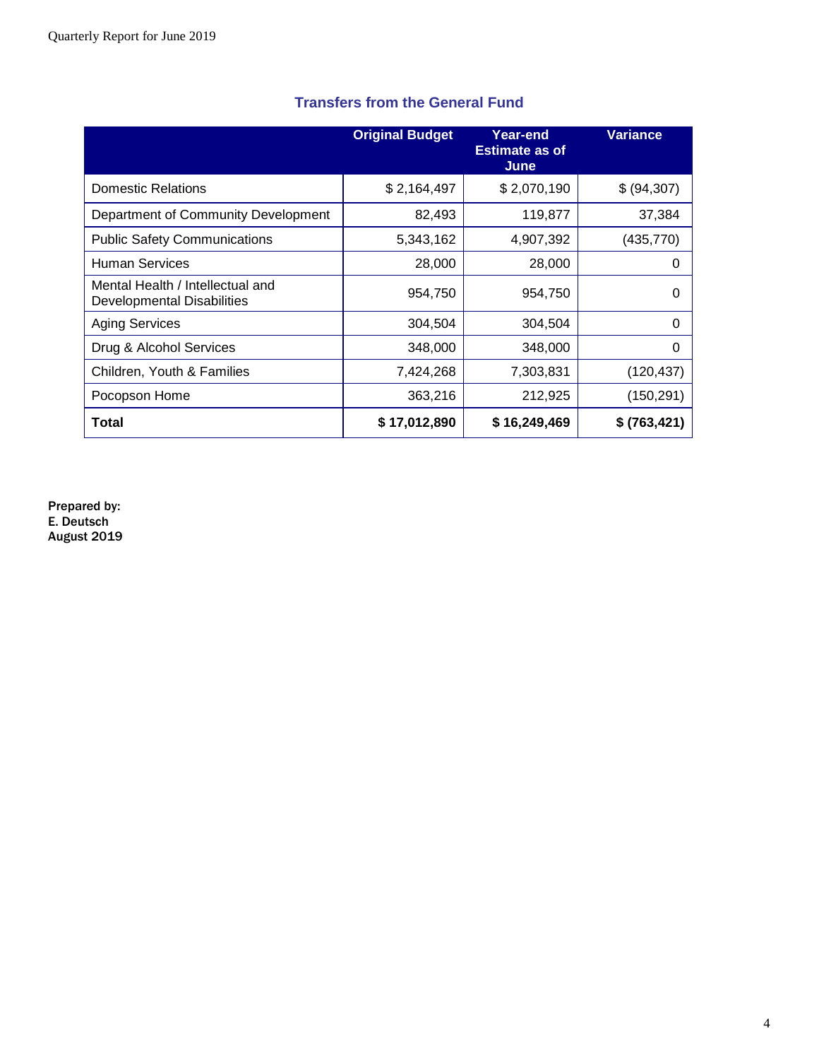## Transfers from the General Fund

| | Original Budget | Year-end Estimate as of June | Variance |
|---|---|---|---|
| Domestic Relations | $ 2,164,497 | $ 2,070,190 | $ (94,307) |
| Department of Community Development | 82,493 | 119,877 | 37,384 |
| Public Safety Communications | 5,343,162 | 4,907,392 | (435,770) |
| Human Services | 28,000 | 28,000 | 0 |
| Mental Health / Intellectual and Developmental Disabilities | 954,750 | 954,750 | 0 |
| Aging Services | 304,504 | 304,504 | 0 |
| Drug & Alcohol Services | 348,000 | 348,000 | 0 |
| Children, Youth & Families | 7,424,268 | 7,303,831 | (120,437) |
| Pocopson Home | 363,216 | 212,925 | (150,291) |
| **Total** | **$ 17,012,890** | **$ 16,249,469** | **$ (763,421)** |

**Prepared by:**
**E. Deutsch**
**August 2019**